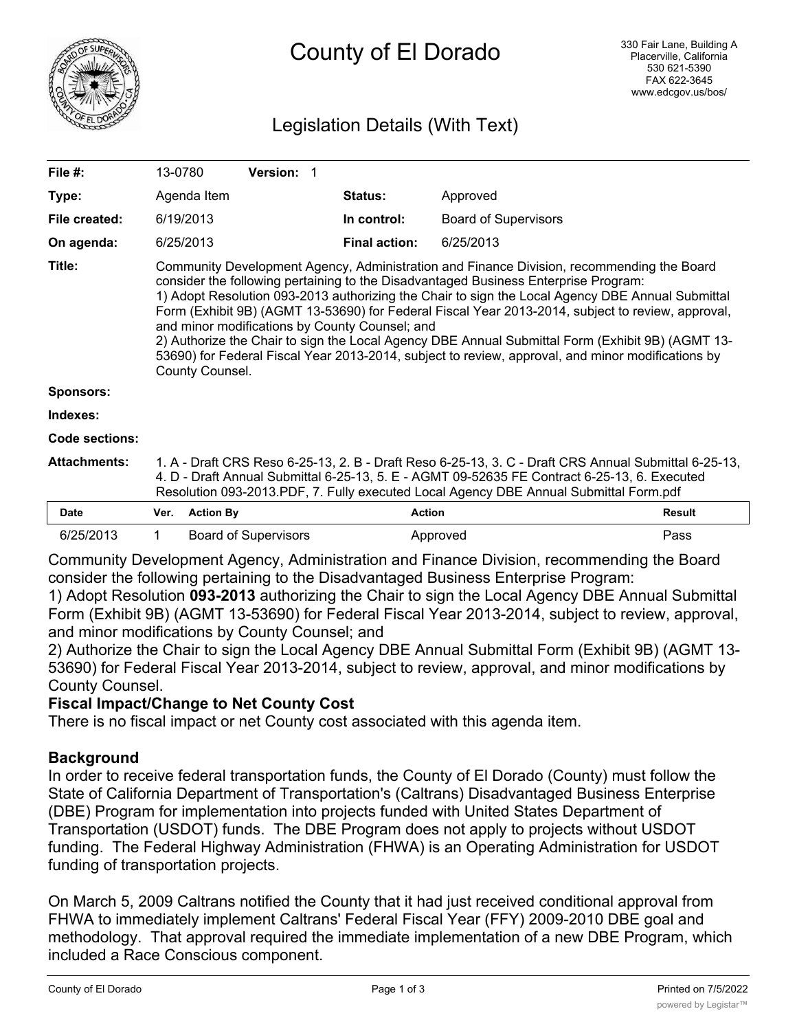# County of El Dorado

330 Fair Lane, Building A
Placerville, California
530 621-5390
FAX 622-3645
www.edcgov.us/bos/

## Legislation Details (With Text)

| | | | |
|---|---|---|---|
| **File #:** | 13-0780 **Version:** 1 | | |
| **Type:** | Agenda Item | **Status:** | Approved |
| **File created:** | 6/19/2013 | **In control:** | Board of Supervisors |
| **On agenda:** | 6/25/2013 | **Final action:** | 6/25/2013 |

**Title:** Community Development Agency, Administration and Finance Division, recommending the Board consider the following pertaining to the Disadvantaged Business Enterprise Program:
1) Adopt Resolution 093-2013 authorizing the Chair to sign the Local Agency DBE Annual Submittal Form (Exhibit 9B) (AGMT 13-53690) for Federal Fiscal Year 2013-2014, subject to review, approval, and minor modifications by County Counsel; and
2) Authorize the Chair to sign the Local Agency DBE Annual Submittal Form (Exhibit 9B) (AGMT 13-53690) for Federal Fiscal Year 2013-2014, subject to review, approval, and minor modifications by County Counsel.

**Sponsors:**

**Indexes:**

**Code sections:**

**Attachments:** 1. A - Draft CRS Reso 6-25-13, 2. B - Draft Reso 6-25-13, 3. C - Draft CRS Annual Submittal 6-25-13, 4. D - Draft Annual Submittal 6-25-13, 5. E - AGMT 09-52635 FE Contract 6-25-13, 6. Executed Resolution 093-2013.PDF, 7. Fully executed Local Agency DBE Annual Submittal Form.pdf

| Date | Ver. | Action By | Action | Result |
|---|---|---|---|---|
| 6/25/2013 | 1 | Board of Supervisors | Approved | Pass |

Community Development Agency, Administration and Finance Division, recommending the Board consider the following pertaining to the Disadvantaged Business Enterprise Program:
1) Adopt Resolution **093-2013** authorizing the Chair to sign the Local Agency DBE Annual Submittal Form (Exhibit 9B) (AGMT 13-53690) for Federal Fiscal Year 2013-2014, subject to review, approval, and minor modifications by County Counsel; and
2) Authorize the Chair to sign the Local Agency DBE Annual Submittal Form (Exhibit 9B) (AGMT 13-53690) for Federal Fiscal Year 2013-2014, subject to review, approval, and minor modifications by County Counsel.

**Fiscal Impact/Change to Net County Cost**

There is no fiscal impact or net County cost associated with this agenda item.

### Background

In order to receive federal transportation funds, the County of El Dorado (County) must follow the State of California Department of Transportation's (Caltrans) Disadvantaged Business Enterprise (DBE) Program for implementation into projects funded with United States Department of Transportation (USDOT) funds. The DBE Program does not apply to projects without USDOT funding. The Federal Highway Administration (FHWA) is an Operating Administration for USDOT funding of transportation projects.

On March 5, 2009 Caltrans notified the County that it had just received conditional approval from FHWA to immediately implement Caltrans' Federal Fiscal Year (FFY) 2009-2010 DBE goal and methodology. That approval required the immediate implementation of a new DBE Program, which included a Race Conscious component.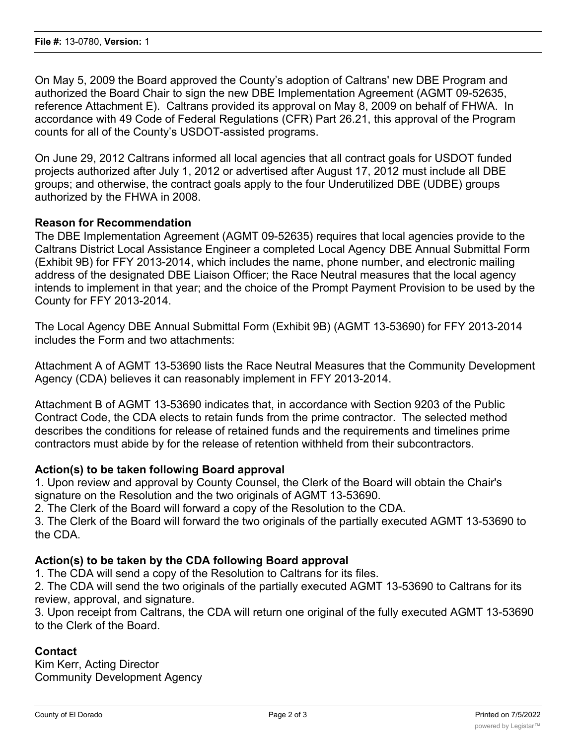On May 5, 2009 the Board approved the County's adoption of Caltrans' new DBE Program and authorized the Board Chair to sign the new DBE Implementation Agreement (AGMT 09-52635, reference Attachment E). Caltrans provided its approval on May 8, 2009 on behalf of FHWA. In accordance with 49 Code of Federal Regulations (CFR) Part 26.21, this approval of the Program counts for all of the County's USDOT-assisted programs.

On June 29, 2012 Caltrans informed all local agencies that all contract goals for USDOT funded projects authorized after July 1, 2012 or advertised after August 17, 2012 must include all DBE groups; and otherwise, the contract goals apply to the four Underutilized DBE (UDBE) groups authorized by the FHWA in 2008.

## Reason for Recommendation

The DBE Implementation Agreement (AGMT 09-52635) requires that local agencies provide to the Caltrans District Local Assistance Engineer a completed Local Agency DBE Annual Submittal Form (Exhibit 9B) for FFY 2013-2014, which includes the name, phone number, and electronic mailing address of the designated DBE Liaison Officer; the Race Neutral measures that the local agency intends to implement in that year; and the choice of the Prompt Payment Provision to be used by the County for FFY 2013-2014.

The Local Agency DBE Annual Submittal Form (Exhibit 9B) (AGMT 13-53690) for FFY 2013-2014 includes the Form and two attachments:

Attachment A of AGMT 13-53690 lists the Race Neutral Measures that the Community Development Agency (CDA) believes it can reasonably implement in FFY 2013-2014.

Attachment B of AGMT 13-53690 indicates that, in accordance with Section 9203 of the Public Contract Code, the CDA elects to retain funds from the prime contractor. The selected method describes the conditions for release of retained funds and the requirements and timelines prime contractors must abide by for the release of retention withheld from their subcontractors.

## Action(s) to be taken following Board approval

1. Upon review and approval by County Counsel, the Clerk of the Board will obtain the Chair's signature on the Resolution and the two originals of AGMT 13-53690.
2. The Clerk of the Board will forward a copy of the Resolution to the CDA.
3. The Clerk of the Board will forward the two originals of the partially executed AGMT 13-53690 to the CDA.

## Action(s) to be taken by the CDA following Board approval

1. The CDA will send a copy of the Resolution to Caltrans for its files.
2. The CDA will send the two originals of the partially executed AGMT 13-53690 to Caltrans for its review, approval, and signature.
3. Upon receipt from Caltrans, the CDA will return one original of the fully executed AGMT 13-53690 to the Clerk of the Board.

## Contact

Kim Kerr, Acting Director
Community Development Agency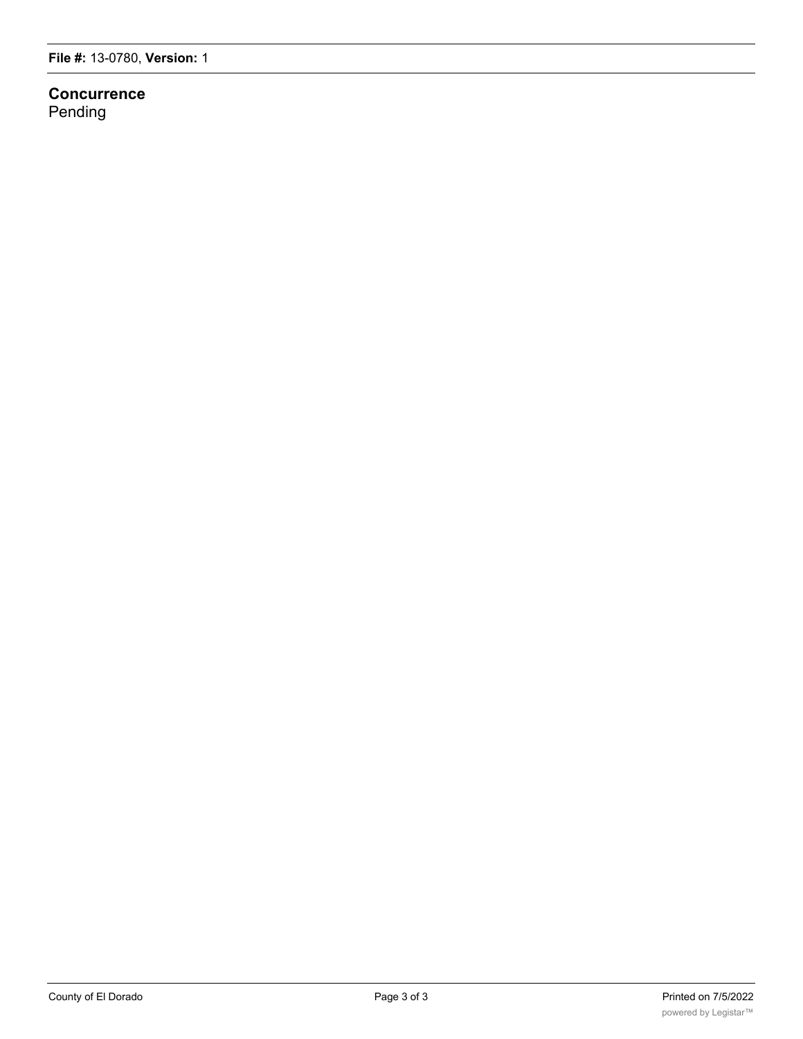**Concurrence**
Pending